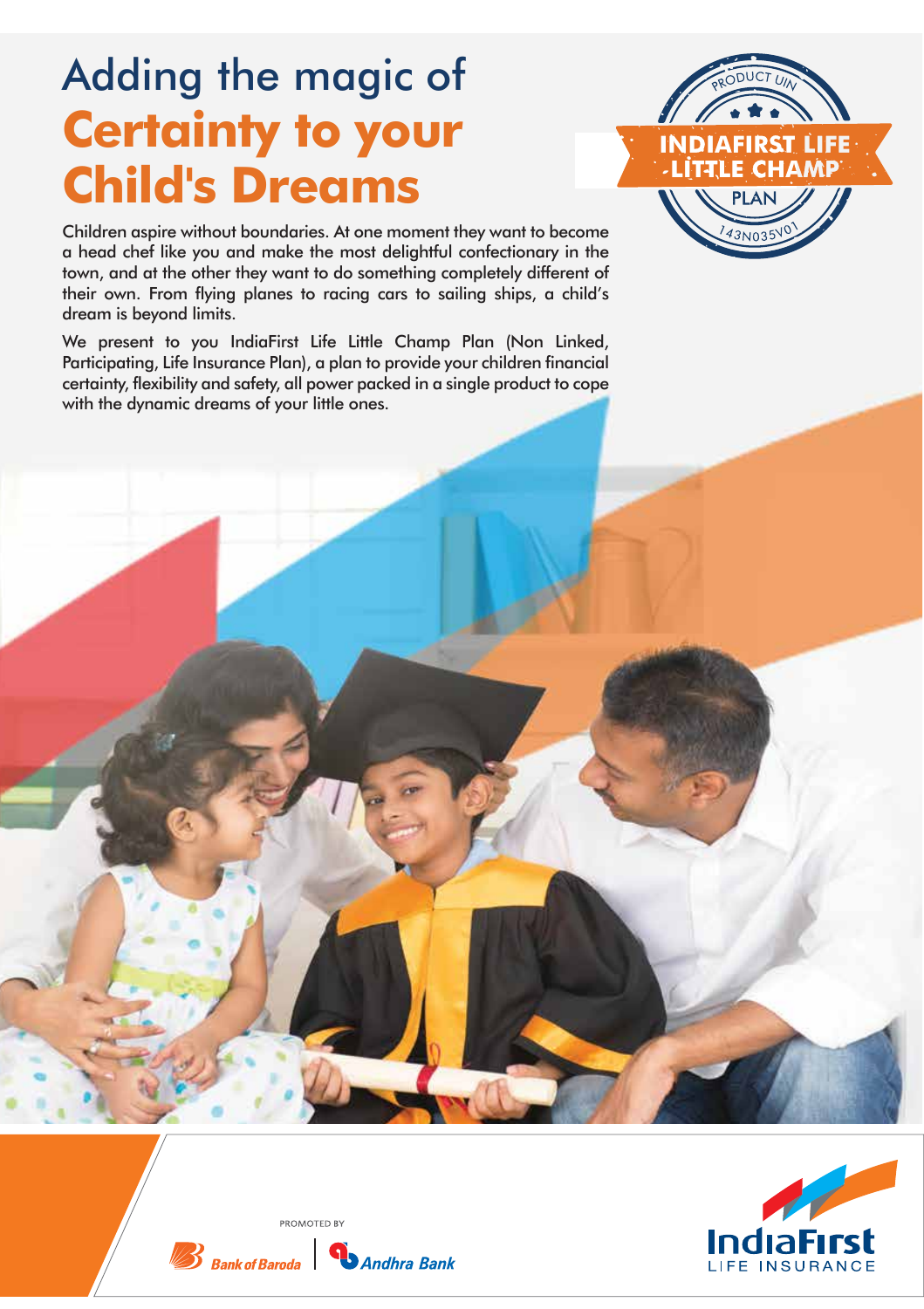# Adding the magic of **Certainty to your Child's Dreams**

PRODUCT UIN

INDIAFIRST LIFE LITTLE CHAMP PLAN

143N035V01

Children aspire without boundaries. At one moment they want to become a head chef like you and make the most delightful confectionary in the town, and at the other they want to do something completely different of their own. From flying planes to racing cars to sailing ships, a child's dream is beyond limits.

We present to you IndiaFirst Life Little Champ Plan (Non Linked, Participating, Life Insurance Plan), a plan to provide your children financial certainty, flexibility and safety, all power packed in a single product to cope with the dynamic dreams of your little ones.

PROMOTED BY

Bank of Baroda | Andhra Bank

IndiaFirst LIFE INSURANCE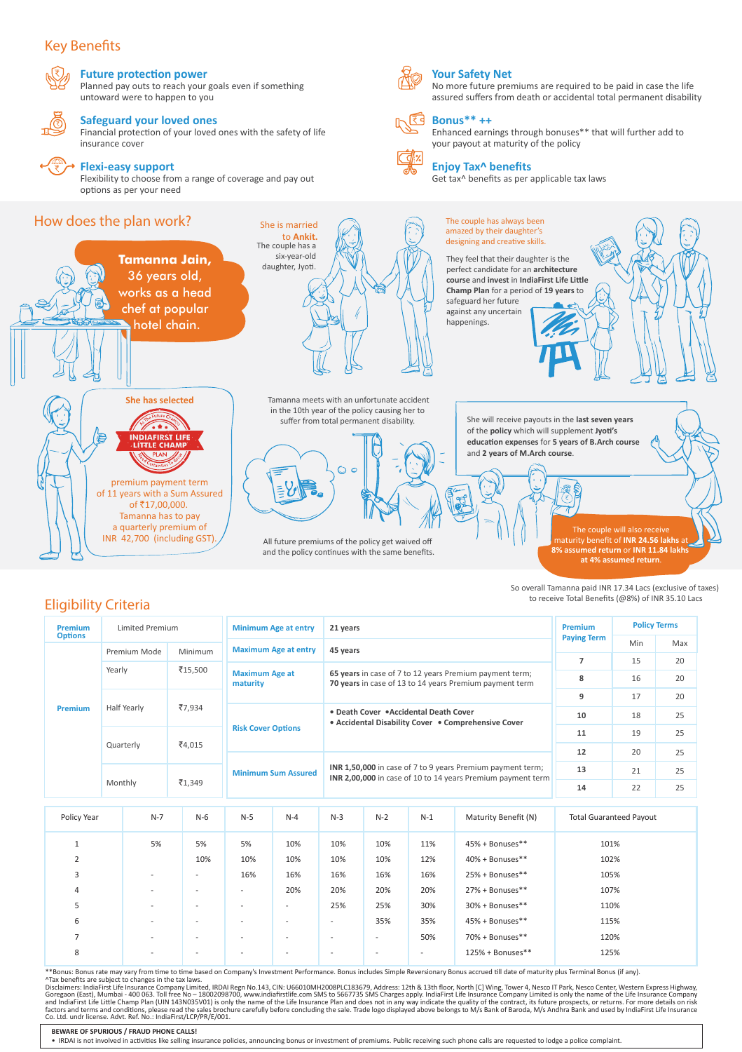## Key Benefits

**Future protection power**
Planned pay outs to reach your goals even if something untoward were to happen to you

**Safeguard your loved ones**
Financial protection of your loved ones with the safety of life insurance cover

**Flexi-easy support**
Flexibility to choose from a range of coverage and pay out options as per your need

**Your Safety Net**
No more future premiums are required to be paid in case the life assured suffers from death or accidental total permanent disability

**Bonus** ++**
Enhanced earnings through bonuses** that will further add to your payout at maturity of the policy

**Enjoy Tax^ benefits**
Get tax^ benefits as per applicable tax laws

## How does the plan work?

**Tamanna Jain,** 36 years old, works as a head chef at popular hotel chain.

She is married to **Ankit.** The couple has a six-year-old daughter, Jyoti.

The couple has always been amazed by their daughter's designing and creative skills.

They feel that their daughter is the perfect candidate for an **architecture course** and **invest** in **IndiaFirst Life Little Champ Plan** for a period of **19 years** to safeguard her future against any uncertain happenings.

She has selected INDIAFIRST LIFE LITTLE CHAMP PLAN premium payment term of 11 years with a Sum Assured of ₹17,00,000. Tamanna has to pay a quarterly premium of INR 42,700 (including GST).

Tamanna meets with an unfortunate accident in the 10th year of the policy causing her to suffer from total permanent disability.

All future premiums of the policy get waived off and the policy continues with the same benefits.

She will receive payouts in the **last seven years** of the **policy** which will supplement **Jyoti's education expenses** for **5 years of B.Arch course** and **2 years of M.Arch course**.

The couple will also receive maturity benefit of **INR 24.56 lakhs** at **8% assumed return** or **INR 11.84 lakhs at 4% assumed return.**

So overall Tamanna paid INR 17.34 Lacs (exclusive of taxes) to receive Total Benefits (@8%) of INR 35.10 Lacs

## Eligibility Criteria

| Premium Options | Limited Premium | |
|---|---|---|
| Premium | Premium Mode | Minimum |
| | Yearly | ₹15,500 |
| | Half Yearly | ₹7,934 |
| | Quarterly | ₹4,015 |
| | Monthly | ₹1,349 |

| | |
|---|---|
| Minimum Age at entry | 21 years |
| Maximum Age at entry | 45 years |
| Maximum Age at maturity | **65 years** in case of 7 to 12 years Premium payment term; **70 years** in case of 13 to 14 years Premium payment term |
| Risk Cover Options | • Death Cover • Accidental Death Cover • Accidental Disability Cover • Comprehensive Cover |
| Minimum Sum Assured | **INR 1,50,000** in case of 7 to 9 years Premium payment term; **INR 2,00,000** in case of 10 to 14 years Premium payment term |

| Premium Paying Term | Policy Terms | |
|---|---|---|
| | Min | Max |
| 7 | 15 | 20 |
| 8 | 16 | 20 |
| 9 | 17 | 20 |
| 10 | 18 | 25 |
| 11 | 19 | 25 |
| 12 | 20 | 25 |
| 13 | 21 | 25 |
| 14 | 22 | 25 |

| Policy Year | N-7 | N-6 | N-5 | N-4 | N-3 | N-2 | N-1 | Maturity Benefit (N) | Total Guaranteed Payout |
|---|---|---|---|---|---|---|---|---|---|
| 1 | 5% | 5% | 5% | 10% | 10% | 10% | 11% | 45% + Bonuses** | 101% |
| 2 | | 10% | 10% | 10% | 10% | 10% | 12% | 40% + Bonuses** | 102% |
| 3 | - | - | 16% | 16% | 16% | 16% | 16% | 25% + Bonuses** | 105% |
| 4 | - | - | - | 20% | 20% | 20% | 20% | 27% + Bonuses** | 107% |
| 5 | - | - | - | - | 25% | 25% | 30% | 30% + Bonuses** | 110% |
| 6 | - | - | - | - | - | 35% | 35% | 45% + Bonuses** | 115% |
| 7 | - | - | - | - | - | - | 50% | 70% + Bonuses** | 120% |
| 8 | - | - | - | - | - | - | - | 125% + Bonuses** | 125% |

**Bonus: Bonus rate may vary from time to time based on Company's Investment Performance. Bonus includes Simple Reversionary Bonus accrued till date of maturity plus Terminal Bonus (if any).
^Tax benefits are subject to changes in the tax laws.
Disclaimers: IndiaFirst Life Insurance Company Limited, IRDAI Regn No.143, CIN: U66010MH2008PLC183679, Address: 12th & 13th floor, North [C] Wing, Tower 4, Nesco IT Park, Nesco Center, Western Express Highway, Goregaon (East), Mumbai - 400 063. Toll free No – 18002098700, www.indiafirstlife.com SMS to 5667735 SMS Charges apply. IndiaFirst Life Insurance Company Limited is only the name of the Life Insurance Company and IndiaFirst Life Little Champ Plan (UIN 143N035V01) is only the name of the Life Insurance Plan and does not in any way indicate the quality of the contract, its future prospects, or returns. For more details on risk factors and terms and conditions, please read the sales brochure carefully before concluding the sale. Trade logo displayed above belongs to M/s Bank of Baroda, M/s Andhra Bank and used by IndiaFirst Life Insurance Co. Ltd. undr license. Advt. Ref. No.: IndiaFirst/LCP/PR/E/001.

**BEWARE OF SPURIOUS / FRAUD PHONE CALLS!**
- IRDAI is not involved in activities like selling insurance policies, announcing bonus or investment of premiums. Public receiving such phone calls are requested to lodge a police complaint.